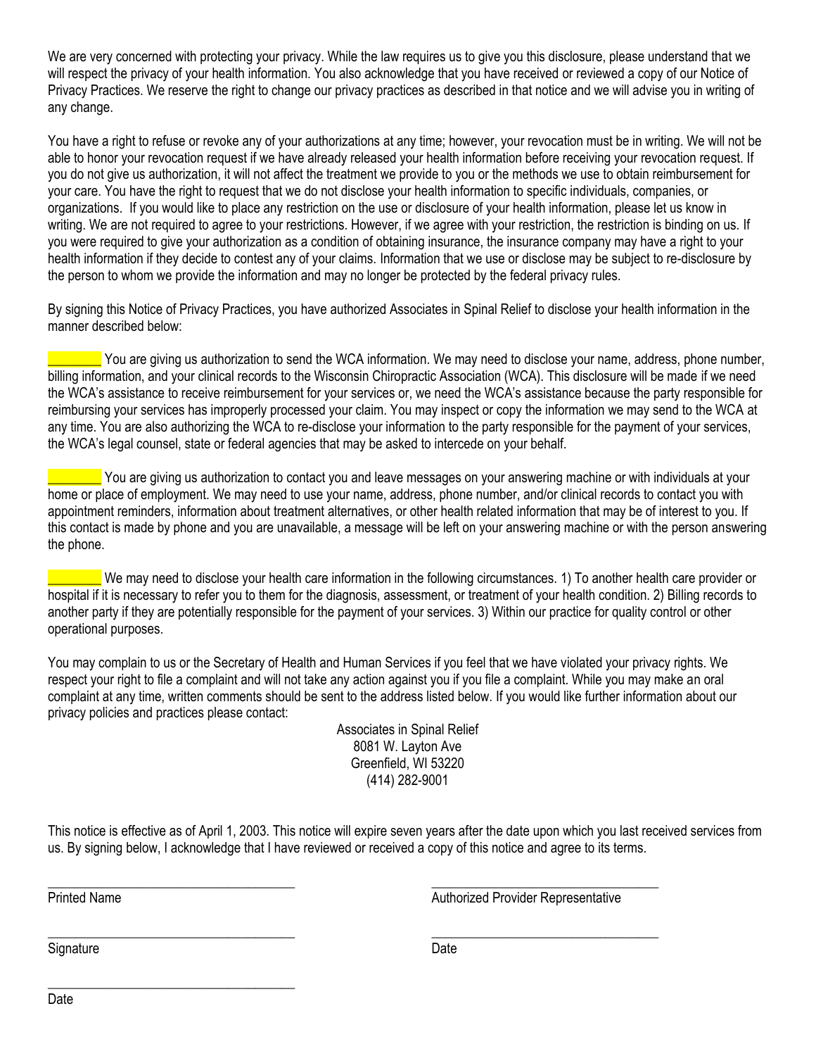We are very concerned with protecting your privacy. While the law requires us to give you this disclosure, please understand that we will respect the privacy of your health information. You also acknowledge that you have received or reviewed a copy of our Notice of Privacy Practices. We reserve the right to change our privacy practices as described in that notice and we will advise you in writing of any change.

You have a right to refuse or revoke any of your authorizations at any time; however, your revocation must be in writing. We will not be able to honor your revocation request if we have already released your health information before receiving your revocation request. If you do not give us authorization, it will not affect the treatment we provide to you or the methods we use to obtain reimbursement for your care. You have the right to request that we do not disclose your health information to specific individuals, companies, or organizations. If you would like to place any restriction on the use or disclosure of your health information, please let us know in writing. We are not required to agree to your restrictions. However, if we agree with your restriction, the restriction is binding on us. If you were required to give your authorization as a condition of obtaining insurance, the insurance company may have a right to your health information if they decide to contest any of your claims. Information that we use or disclose may be subject to re-disclosure by the person to whom we provide the information and may no longer be protected by the federal privacy rules.

By signing this Notice of Privacy Practices, you have authorized Associates in Spinal Relief to disclose your health information in the manner described below:

________ You are giving us authorization to send the WCA information. We may need to disclose your name, address, phone number, billing information, and your clinical records to the Wisconsin Chiropractic Association (WCA). This disclosure will be made if we need the WCA's assistance to receive reimbursement for your services or, we need the WCA's assistance because the party responsible for reimbursing your services has improperly processed your claim. You may inspect or copy the information we may send to the WCA at any time. You are also authorizing the WCA to re-disclose your information to the party responsible for the payment of your services, the WCA's legal counsel, state or federal agencies that may be asked to intercede on your behalf.

________ You are giving us authorization to contact you and leave messages on your answering machine or with individuals at your home or place of employment. We may need to use your name, address, phone number, and/or clinical records to contact you with appointment reminders, information about treatment alternatives, or other health related information that may be of interest to you. If this contact is made by phone and you are unavailable, a message will be left on your answering machine or with the person answering the phone.

________ We may need to disclose your health care information in the following circumstances. 1) To another health care provider or hospital if it is necessary to refer you to them for the diagnosis, assessment, or treatment of your health condition. 2) Billing records to another party if they are potentially responsible for the payment of your services. 3) Within our practice for quality control or other operational purposes.

You may complain to us or the Secretary of Health and Human Services if you feel that we have violated your privacy rights. We respect your right to file a complaint and will not take any action against you if you file a complaint. While you may make an oral complaint at any time, written comments should be sent to the address listed below. If you would like further information about our privacy policies and practices please contact:

Associates in Spinal Relief
8081 W. Layton Ave
Greenfield, WI 53220
(414) 282-9001

This notice is effective as of April 1, 2003. This notice will expire seven years after the date upon which you last received services from us. By signing below, I acknowledge that I have reviewed or received a copy of this notice and agree to its terms.

_____________________________________ Printed Name

_____________________________________ Authorized Provider Representative

_____________________________________ Signature

_____________________________________ Date

_____________________________________ Date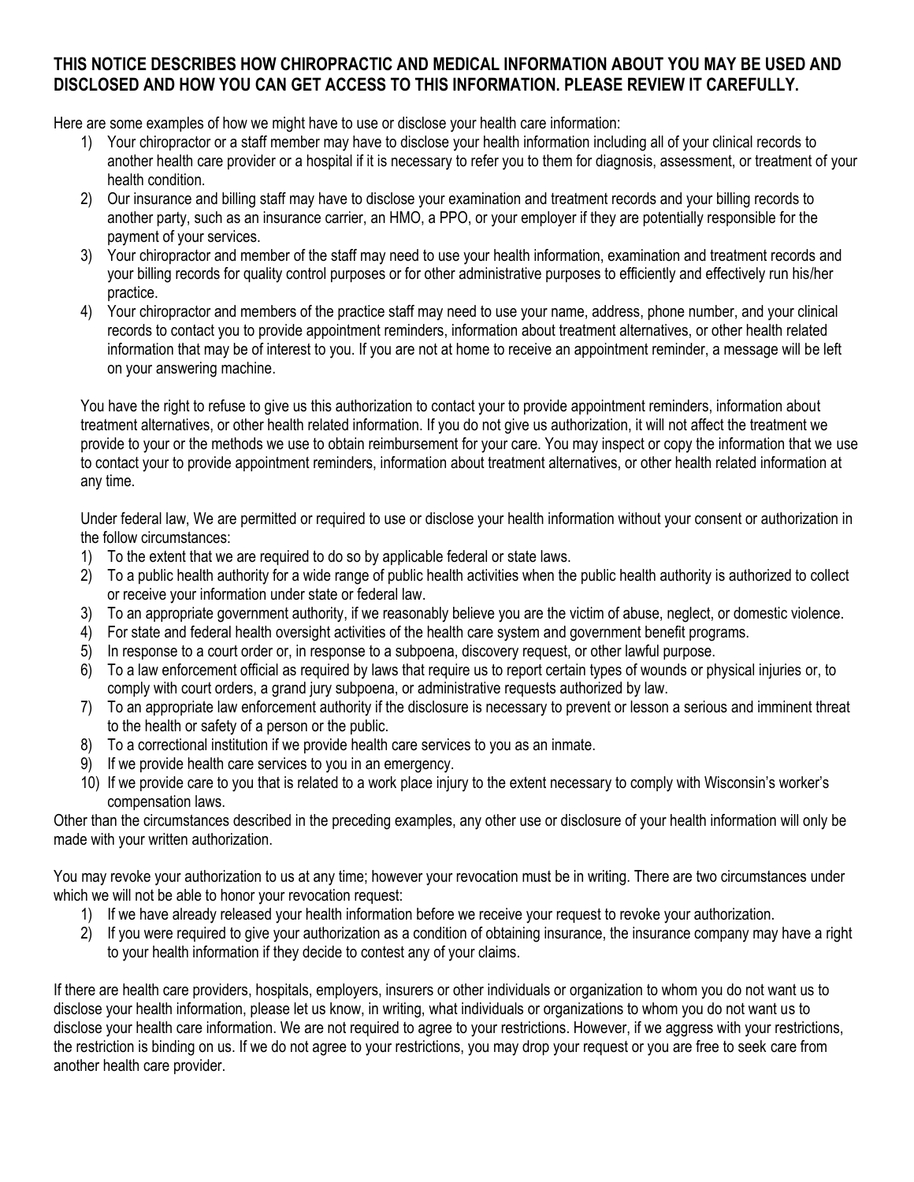**THIS NOTICE DESCRIBES HOW CHIROPRACTIC AND MEDICAL INFORMATION ABOUT YOU MAY BE USED AND DISCLOSED AND HOW YOU CAN GET ACCESS TO THIS INFORMATION. PLEASE REVIEW IT CAREFULLY.**

Here are some examples of how we might have to use or disclose your health care information:

1) Your chiropractor or a staff member may have to disclose your health information including all of your clinical records to another health care provider or a hospital if it is necessary to refer you to them for diagnosis, assessment, or treatment of your health condition.
2) Our insurance and billing staff may have to disclose your examination and treatment records and your billing records to another party, such as an insurance carrier, an HMO, a PPO, or your employer if they are potentially responsible for the payment of your services.
3) Your chiropractor and member of the staff may need to use your health information, examination and treatment records and your billing records for quality control purposes or for other administrative purposes to efficiently and effectively run his/her practice.
4) Your chiropractor and members of the practice staff may need to use your name, address, phone number, and your clinical records to contact you to provide appointment reminders, information about treatment alternatives, or other health related information that may be of interest to you. If you are not at home to receive an appointment reminder, a message will be left on your answering machine.

You have the right to refuse to give us this authorization to contact your to provide appointment reminders, information about treatment alternatives, or other health related information. If you do not give us authorization, it will not affect the treatment we provide to your or the methods we use to obtain reimbursement for your care. You may inspect or copy the information that we use to contact your to provide appointment reminders, information about treatment alternatives, or other health related information at any time.

Under federal law, We are permitted or required to use or disclose your health information without your consent or authorization in the follow circumstances:

1) To the extent that we are required to do so by applicable federal or state laws.
2) To a public health authority for a wide range of public health activities when the public health authority is authorized to collect or receive your information under state or federal law.
3) To an appropriate government authority, if we reasonably believe you are the victim of abuse, neglect, or domestic violence.
4) For state and federal health oversight activities of the health care system and government benefit programs.
5) In response to a court order or, in response to a subpoena, discovery request, or other lawful purpose.
6) To a law enforcement official as required by laws that require us to report certain types of wounds or physical injuries or, to comply with court orders, a grand jury subpoena, or administrative requests authorized by law.
7) To an appropriate law enforcement authority if the disclosure is necessary to prevent or lesson a serious and imminent threat to the health or safety of a person or the public.
8) To a correctional institution if we provide health care services to you as an inmate.
9) If we provide health care services to you in an emergency.
10) If we provide care to you that is related to a work place injury to the extent necessary to comply with Wisconsin's worker's compensation laws.

Other than the circumstances described in the preceding examples, any other use or disclosure of your health information will only be made with your written authorization.

You may revoke your authorization to us at any time; however your revocation must be in writing. There are two circumstances under which we will not be able to honor your revocation request:

1) If we have already released your health information before we receive your request to revoke your authorization.
2) If you were required to give your authorization as a condition of obtaining insurance, the insurance company may have a right to your health information if they decide to contest any of your claims.

If there are health care providers, hospitals, employers, insurers or other individuals or organization to whom you do not want us to disclose your health information, please let us know, in writing, what individuals or organizations to whom you do not want us to disclose your health care information. We are not required to agree to your restrictions. However, if we aggress with your restrictions, the restriction is binding on us. If we do not agree to your restrictions, you may drop your request or you are free to seek care from another health care provider.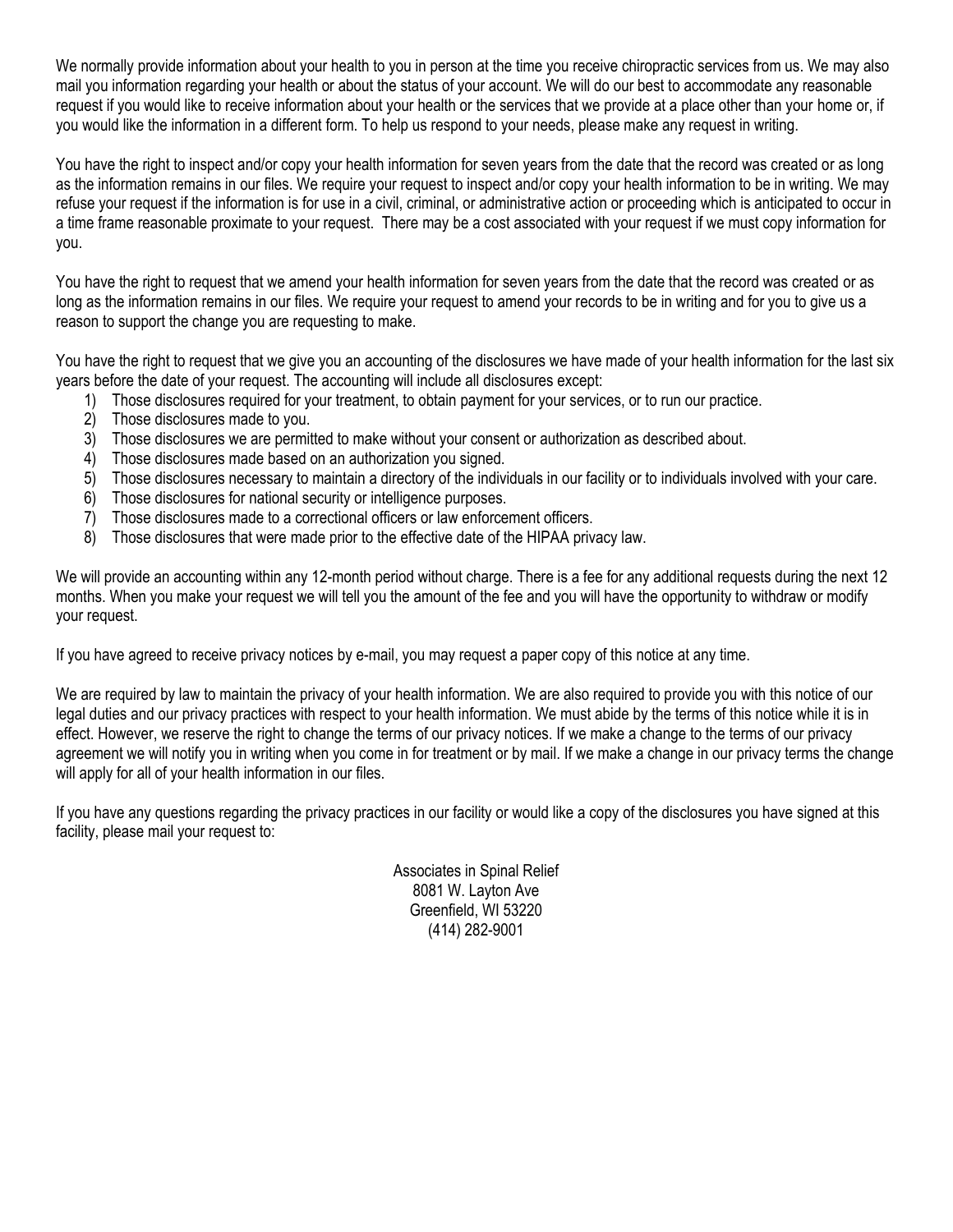We normally provide information about your health to you in person at the time you receive chiropractic services from us. We may also mail you information regarding your health or about the status of your account. We will do our best to accommodate any reasonable request if you would like to receive information about your health or the services that we provide at a place other than your home or, if you would like the information in a different form. To help us respond to your needs, please make any request in writing.

You have the right to inspect and/or copy your health information for seven years from the date that the record was created or as long as the information remains in our files. We require your request to inspect and/or copy your health information to be in writing. We may refuse your request if the information is for use in a civil, criminal, or administrative action or proceeding which is anticipated to occur in a time frame reasonable proximate to your request. There may be a cost associated with your request if we must copy information for you.

You have the right to request that we amend your health information for seven years from the date that the record was created or as long as the information remains in our files. We require your request to amend your records to be in writing and for you to give us a reason to support the change you are requesting to make.

You have the right to request that we give you an accounting of the disclosures we have made of your health information for the last six years before the date of your request. The accounting will include all disclosures except:

1) Those disclosures required for your treatment, to obtain payment for your services, or to run our practice.
2) Those disclosures made to you.
3) Those disclosures we are permitted to make without your consent or authorization as described about.
4) Those disclosures made based on an authorization you signed.
5) Those disclosures necessary to maintain a directory of the individuals in our facility or to individuals involved with your care.
6) Those disclosures for national security or intelligence purposes.
7) Those disclosures made to a correctional officers or law enforcement officers.
8) Those disclosures that were made prior to the effective date of the HIPAA privacy law.

We will provide an accounting within any 12-month period without charge. There is a fee for any additional requests during the next 12 months. When you make your request we will tell you the amount of the fee and you will have the opportunity to withdraw or modify your request.

If you have agreed to receive privacy notices by e-mail, you may request a paper copy of this notice at any time.

We are required by law to maintain the privacy of your health information. We are also required to provide you with this notice of our legal duties and our privacy practices with respect to your health information. We must abide by the terms of this notice while it is in effect. However, we reserve the right to change the terms of our privacy notices. If we make a change to the terms of our privacy agreement we will notify you in writing when you come in for treatment or by mail. If we make a change in our privacy terms the change will apply for all of your health information in our files.

If you have any questions regarding the privacy practices in our facility or would like a copy of the disclosures you have signed at this facility, please mail your request to:

Associates in Spinal Relief
8081 W. Layton Ave
Greenfield, WI 53220
(414) 282-9001